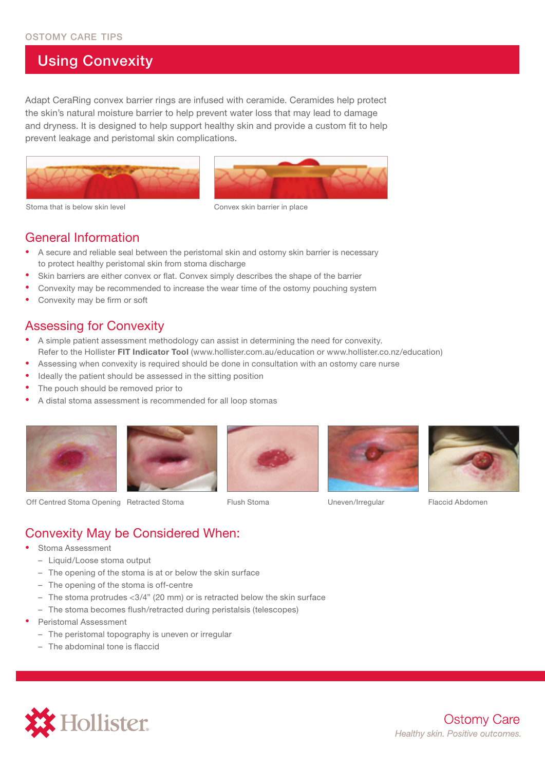OSTOMY CARE TIPS

# Using Convexity

Adapt CeraRing convex barrier rings are infused with ceramide. Ceramides help protect the skin's natural moisture barrier to help prevent water loss that may lead to damage and dryness. It is designed to help support healthy skin and provide a custom fit to help prevent leakage and peristomal skin complications.

Stoma that is below skin level

Convex skin barrier in place

## General Information

- A secure and reliable seal between the peristomal skin and ostomy skin barrier is necessary to protect healthy peristomal skin from stoma discharge
- Skin barriers are either convex or flat. Convex simply describes the shape of the barrier
- Convexity may be recommended to increase the wear time of the ostomy pouching system
- Convexity may be firm or soft

## Assessing for Convexity

- A simple patient assessment methodology can assist in determining the need for convexity. Refer to the Hollister **FIT Indicator Tool** (www.hollister.com.au/education or www.hollister.co.nz/education)
- Assessing when convexity is required should be done in consultation with an ostomy care nurse
- Ideally the patient should be assessed in the sitting position
- The pouch should be removed prior to
- A distal stoma assessment is recommended for all loop stomas

Off Centred Stoma Opening

Retracted Stoma

Flush Stoma

Uneven/Irregular

Flaccid Abdomen

## Convexity May be Considered When:

- Stoma Assessment
  - Liquid/Loose stoma output
  - The opening of the stoma is at or below the skin surface
  - The opening of the stoma is off-centre
  - The stoma protrudes <3/4" (20 mm) or is retracted below the skin surface
  - The stoma becomes flush/retracted during peristalsis (telescopes)
- Peristomal Assessment
  - The peristomal topography is uneven or irregular
  - The abdominal tone is flaccid

Hollister

Ostomy Care

*Healthy skin. Positive outcomes.*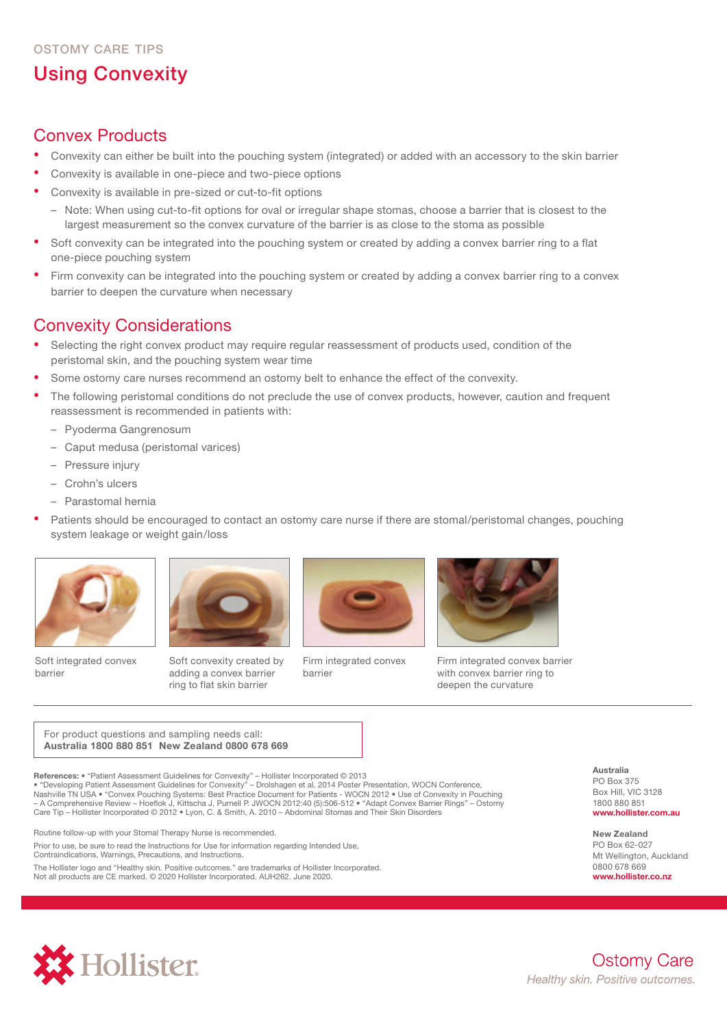OSTOMY CARE TIPS

# Using Convexity

## Convex Products

- Convexity can either be built into the pouching system (integrated) or added with an accessory to the skin barrier
- Convexity is available in one-piece and two-piece options
- Convexity is available in pre-sized or cut-to-fit options
  - Note: When using cut-to-fit options for oval or irregular shape stomas, choose a barrier that is closest to the largest measurement so the convex curvature of the barrier is as close to the stoma as possible
- Soft convexity can be integrated into the pouching system or created by adding a convex barrier ring to a flat one-piece pouching system
- Firm convexity can be integrated into the pouching system or created by adding a convex barrier ring to a convex barrier to deepen the curvature when necessary

## Convexity Considerations

- Selecting the right convex product may require regular reassessment of products used, condition of the peristomal skin, and the pouching system wear time
- Some ostomy care nurses recommend an ostomy belt to enhance the effect of the convexity.
- The following peristomal conditions do not preclude the use of convex products, however, caution and frequent reassessment is recommended in patients with:
  - Pyoderma Gangrenosum
  - Caput medusa (peristomal varices)
  - Pressure injury
  - Crohn's ulcers
  - Parastomal hernia
- Patients should be encouraged to contact an ostomy care nurse if there are stomal/peristomal changes, pouching system leakage or weight gain/loss

Soft integrated convex barrier

Soft convexity created by adding a convex barrier ring to flat skin barrier

Firm integrated convex barrier

Firm integrated convex barrier with convex barrier ring to deepen the curvature

For product questions and sampling needs call:
**Australia 1800 880 851 New Zealand 0800 678 669**

**References:** • "Patient Assessment Guidelines for Convexity" – Hollister Incorporated © 2013 • "Developing Patient Assessment Guidelines for Convexity" – Drolshagen et al. 2014 Poster Presentation, WOCN Conference, Nashville TN USA • "Convex Pouching Systems: Best Practice Document for Patients - WOCN 2012 • Use of Convexity in Pouching – A Comprehensive Review – Hoeflok J, Kittscha J, Purnell P. JWOCN 2012:40 (5):506-512 • "Adapt Convex Barrier Rings" – Ostomy Care Tip – Hollister Incorporated © 2012 • Lyon, C. & Smith, A. 2010 – Abdominal Stomas and Their Skin Disorders

Routine follow-up with your Stomal Therapy Nurse is recommended.

Prior to use, be sure to read the Instructions for Use for information regarding Intended Use, Contraindications, Warnings, Precautions, and Instructions.

The Hollister logo and "Healthy skin. Positive outcomes." are trademarks of Hollister Incorporated. Not all products are CE marked. © 2020 Hollister Incorporated. AUH262. June 2020.

**Australia**
PO Box 375
Box Hill, VIC 3128
1800 880 851
**www.hollister.com.au**

**New Zealand**
PO Box 62-027
Mt Wellington, Auckland
0800 678 669
**www.hollister.co.nz**

Hollister

Ostomy Care
*Healthy skin. Positive outcomes.*